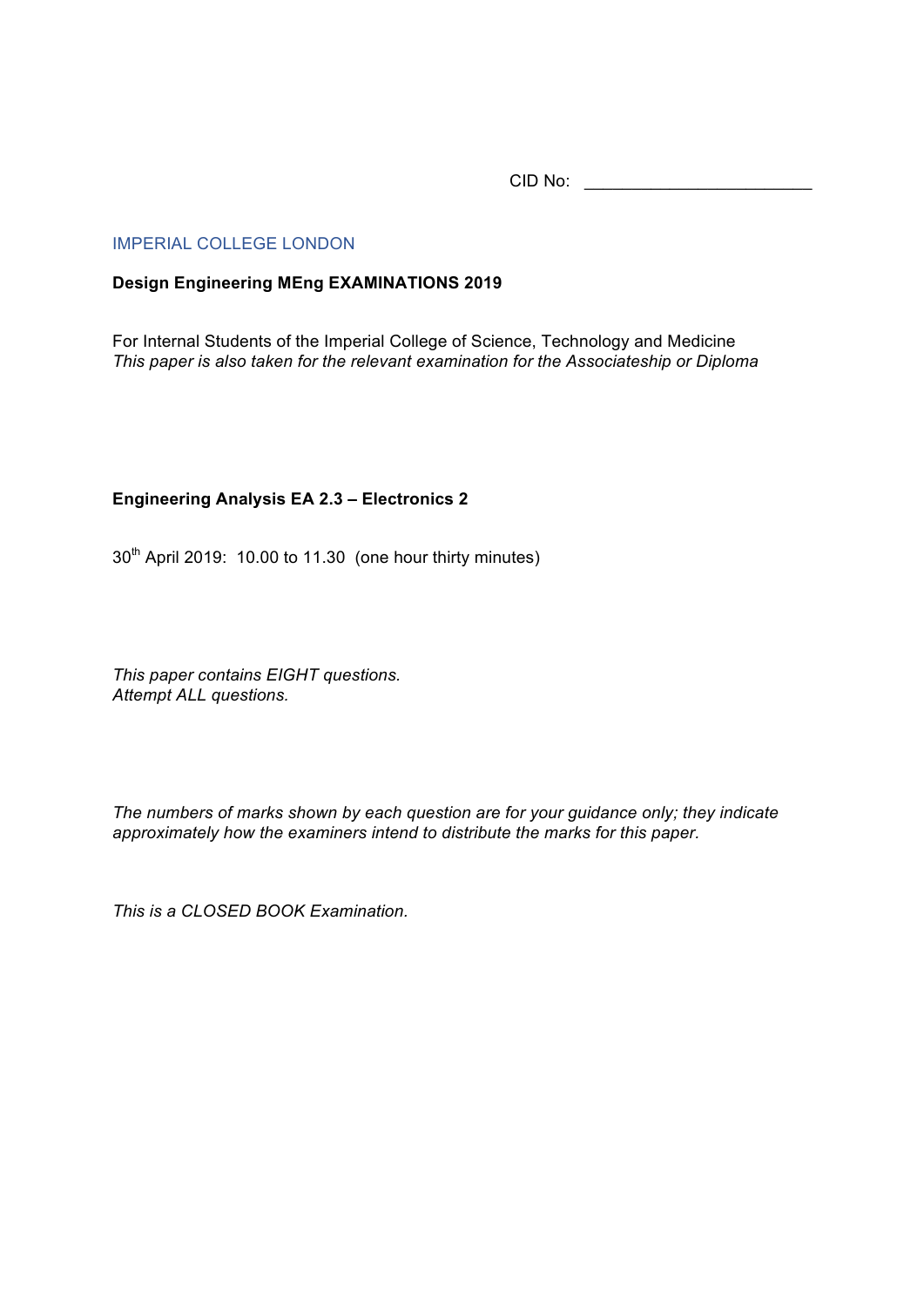CID No: \_\_\_\_\_\_\_\_\_\_\_\_\_\_\_\_\_\_\_\_\_\_\_\_

IMPERIAL COLLEGE LONDON

**Design Engineering MEng EXAMINATIONS 2019**

For Internal Students of the Imperial College of Science, Technology and Medicine
*This paper is also taken for the relevant examination for the Associateship or Diploma*

**Engineering Analysis EA 2.3 – Electronics 2**

30th April 2019: 10.00 to 11.30 (one hour thirty minutes)

*This paper contains EIGHT questions.*
*Attempt ALL questions.*

*The numbers of marks shown by each question are for your guidance only; they indicate approximately how the examiners intend to distribute the marks for this paper.*

*This is a CLOSED BOOK Examination.*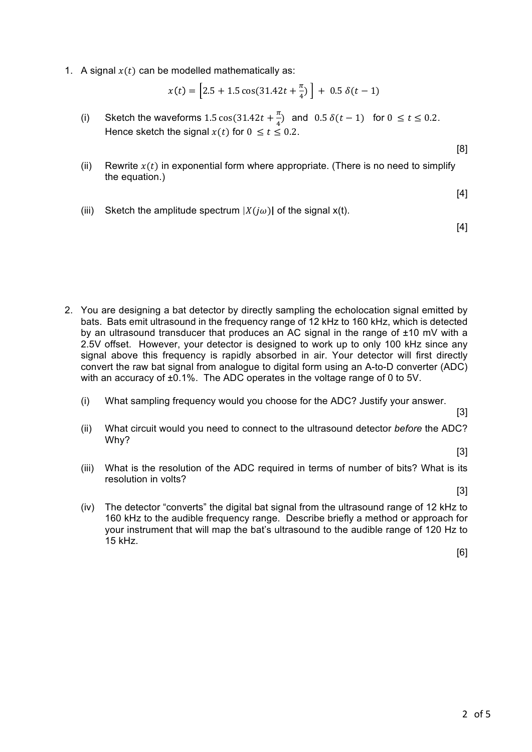1. A signal $x(t)$ can be modelled mathematically as:

$$x(t) = \left[2.5 + 1.5\cos(31.42t + \tfrac{\pi}{4})\right] + 0.5\,\delta(t-1)$$

   (i) Sketch the waveforms $1.5\cos(31.42t + \frac{\pi}{4})$ and $0.5\,\delta(t-1)$ for $0 \le t \le 0.2$. Hence sketch the signal $x(t)$ for $0 \le t \le 0.2$.

   [8]

   (ii) Rewrite $x(t)$ in exponential form where appropriate. (There is no need to simplify the equation.)

   [4]

   (iii) Sketch the amplitude spectrum $|X(j\omega)|$ of the signal x(t).

   [4]

2. You are designing a bat detector by directly sampling the echolocation signal emitted by bats. Bats emit ultrasound in the frequency range of 12 kHz to 160 kHz, which is detected by an ultrasound transducer that produces an AC signal in the range of ±10 mV with a 2.5V offset. However, your detector is designed to work up to only 100 kHz since any signal above this frequency is rapidly absorbed in air. Your detector will first directly convert the raw bat signal from analogue to digital form using an A-to-D converter (ADC) with an accuracy of ±0.1%. The ADC operates in the voltage range of 0 to 5V.

   (i) What sampling frequency would you choose for the ADC? Justify your answer.

   [3]

   (ii) What circuit would you need to connect to the ultrasound detector *before* the ADC? Why?

   [3]

   (iii) What is the resolution of the ADC required in terms of number of bits? What is its resolution in volts?

   [3]

   (iv) The detector "converts" the digital bat signal from the ultrasound range of 12 kHz to 160 kHz to the audible frequency range. Describe briefly a method or approach for your instrument that will map the bat's ultrasound to the audible range of 120 Hz to 15 kHz.

   [6]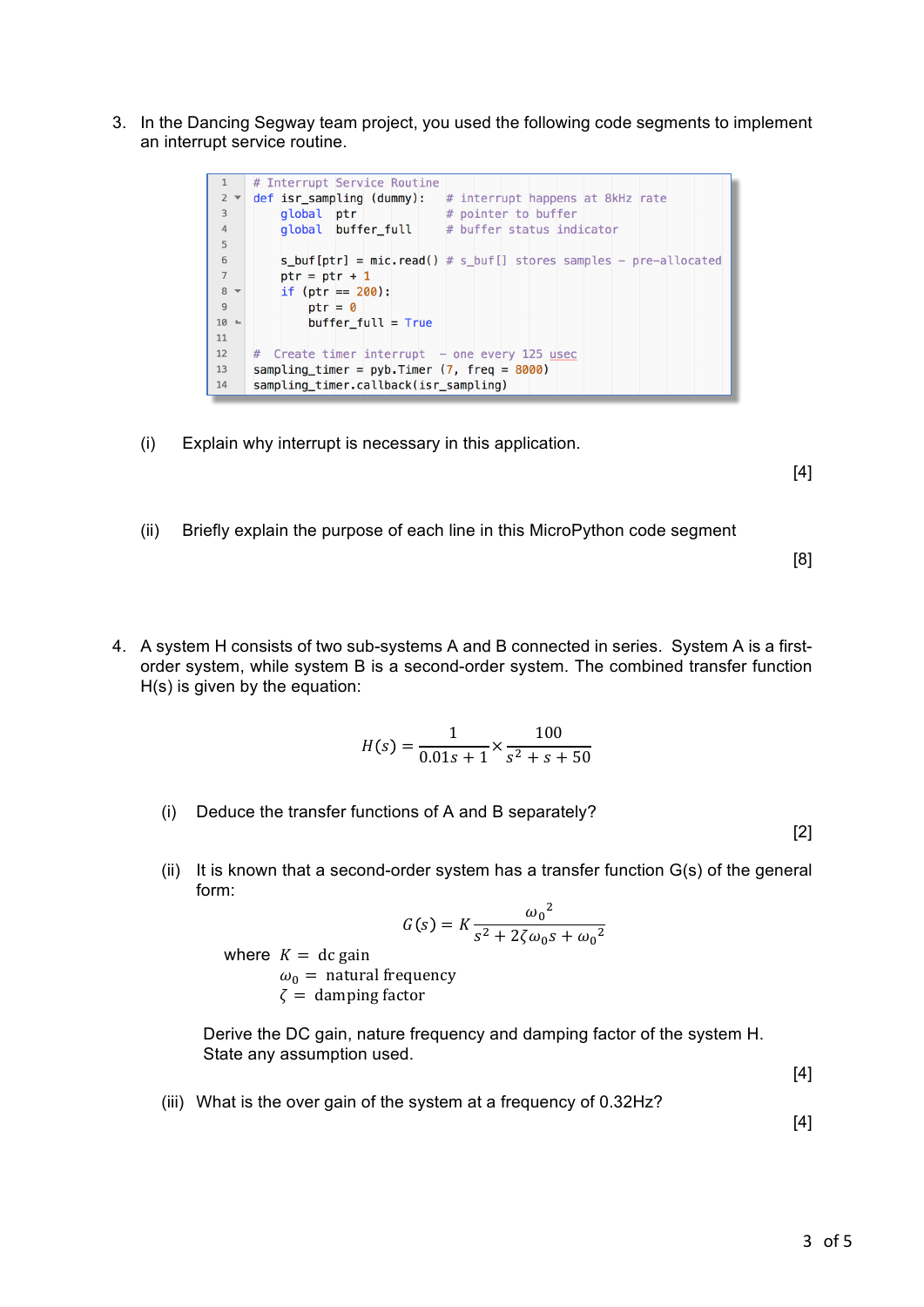3. In the Dancing Segway team project, you used the following code segments to implement an interrupt service routine.

```
1   # Interrupt Service Routine
2   def isr_sampling (dummy):     # interrupt happens at 8kHz rate
3       global  ptr               # pointer to buffer
4       global  buffer_full       # buffer status indicator
5
6       s_buf[ptr] = mic.read() # s_buf[] stores samples - pre-allocated
7       ptr = ptr + 1
8       if (ptr == 200):
9           ptr = 0
10          buffer_full = True
11
12  #  Create timer interrupt  - one every 125 usec
13  sampling_timer = pyb.Timer (7, freq = 8000)
14  sampling_timer.callback(isr_sampling)
```

(i) Explain why interrupt is necessary in this application.

[4]

(ii) Briefly explain the purpose of each line in this MicroPython code segment

[8]

4. A system H consists of two sub-systems A and B connected in series. System A is a first-order system, while system B is a second-order system. The combined transfer function H(s) is given by the equation:

$$H(s) = \frac{1}{0.01s + 1} \times \frac{100}{s^2 + s + 50}$$

(i) Deduce the transfer functions of A and B separately?

[2]

(ii) It is known that a second-order system has a transfer function G(s) of the general form:

$$G(s) = K\frac{{\omega_0}^2}{s^2 + 2\zeta\omega_0 s + {\omega_0}^2}$$

where $K =$ dc gain
$\omega_0 =$ natural frequency
$\zeta =$ damping factor

Derive the DC gain, nature frequency and damping factor of the system H. State any assumption used.

[4]

(iii) What is the over gain of the system at a frequency of 0.32Hz?

[4]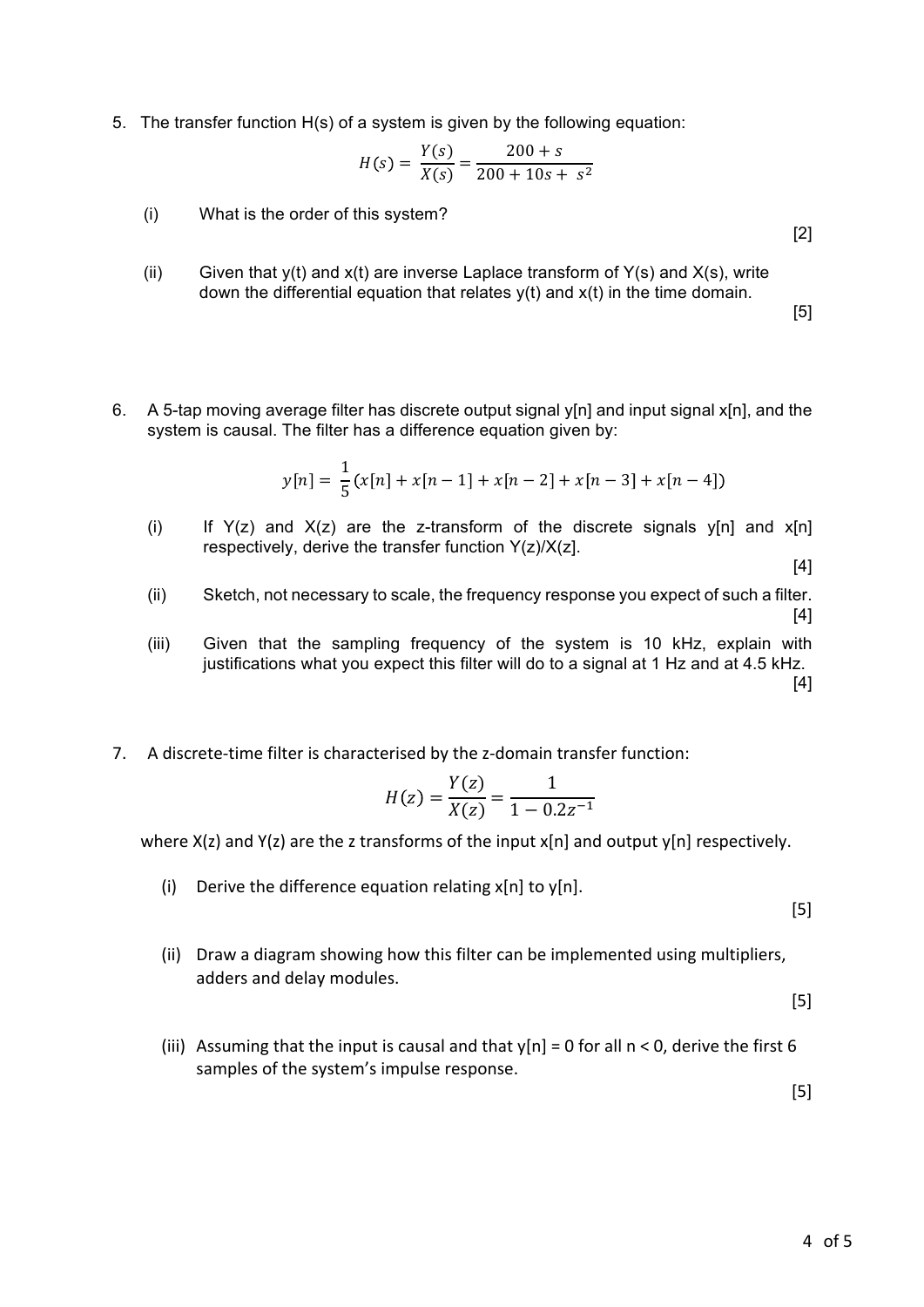5. The transfer function H(s) of a system is given by the following equation:

$$H(s) = \frac{Y(s)}{X(s)} = \frac{200 + s}{200 + 10s + s^2}$$

   (i) What is the order of this system?

[2]

   (ii) Given that y(t) and x(t) are inverse Laplace transform of Y(s) and X(s), write down the differential equation that relates y(t) and x(t) in the time domain.

[5]

6. A 5-tap moving average filter has discrete output signal y[n] and input signal x[n], and the system is causal. The filter has a difference equation given by:

$$y[n] = \frac{1}{5}(x[n] + x[n-1] + x[n-2] + x[n-3] + x[n-4])$$

   (i) If Y(z) and X(z) are the z-transform of the discrete signals y[n] and x[n] respectively, derive the transfer function Y(z)/X(z].

[4]

   (ii) Sketch, not necessary to scale, the frequency response you expect of such a filter.

[4]

   (iii) Given that the sampling frequency of the system is 10 kHz, explain with justifications what you expect this filter will do to a signal at 1 Hz and at 4.5 kHz.

[4]

7. A discrete-time filter is characterised by the z-domain transfer function:

$$H(z) = \frac{Y(z)}{X(z)} = \frac{1}{1 - 0.2z^{-1}}$$

where X(z) and Y(z) are the z transforms of the input x[n] and output y[n] respectively.

   (i) Derive the difference equation relating x[n] to y[n].

[5]

   (ii) Draw a diagram showing how this filter can be implemented using multipliers, adders and delay modules.

[5]

   (iii) Assuming that the input is causal and that y[n] = 0 for all n < 0, derive the first 6 samples of the system's impulse response.

[5]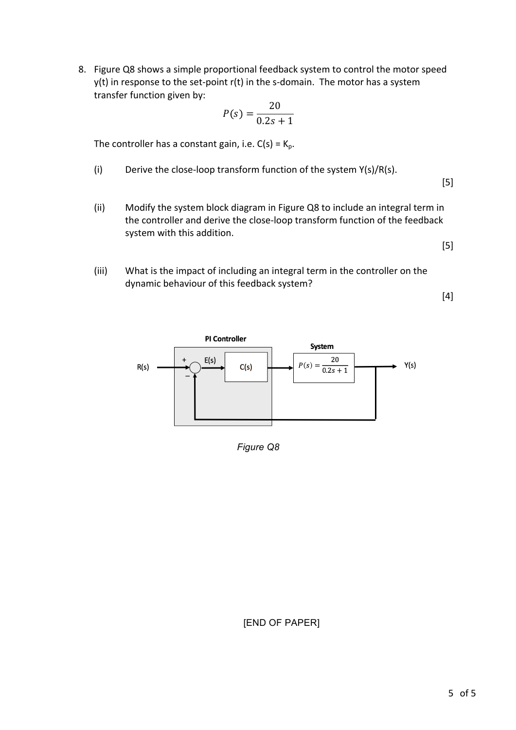8. Figure Q8 shows a simple proportional feedback system to control the motor speed y(t) in response to the set-point r(t) in the s-domain. The motor has a system transfer function given by:

$$P(s) = \frac{20}{0.2s + 1}$$

The controller has a constant gain, i.e. $C(s) = K_p$.

(i) Derive the close-loop transform function of the system Y(s)/R(s).

[5]

(ii) Modify the system block diagram in Figure Q8 to include an integral term in the controller and derive the close-loop transform function of the feedback system with this addition.

[5]

(iii) What is the impact of including an integral term in the controller on the dynamic behaviour of this feedback system?

[4]

PI Controller

System

R(s)

+

E(s)

−

C(s)

$P(s) = \frac{20}{0.2s + 1}$

Y(s)

*Figure Q8*

[END OF PAPER]